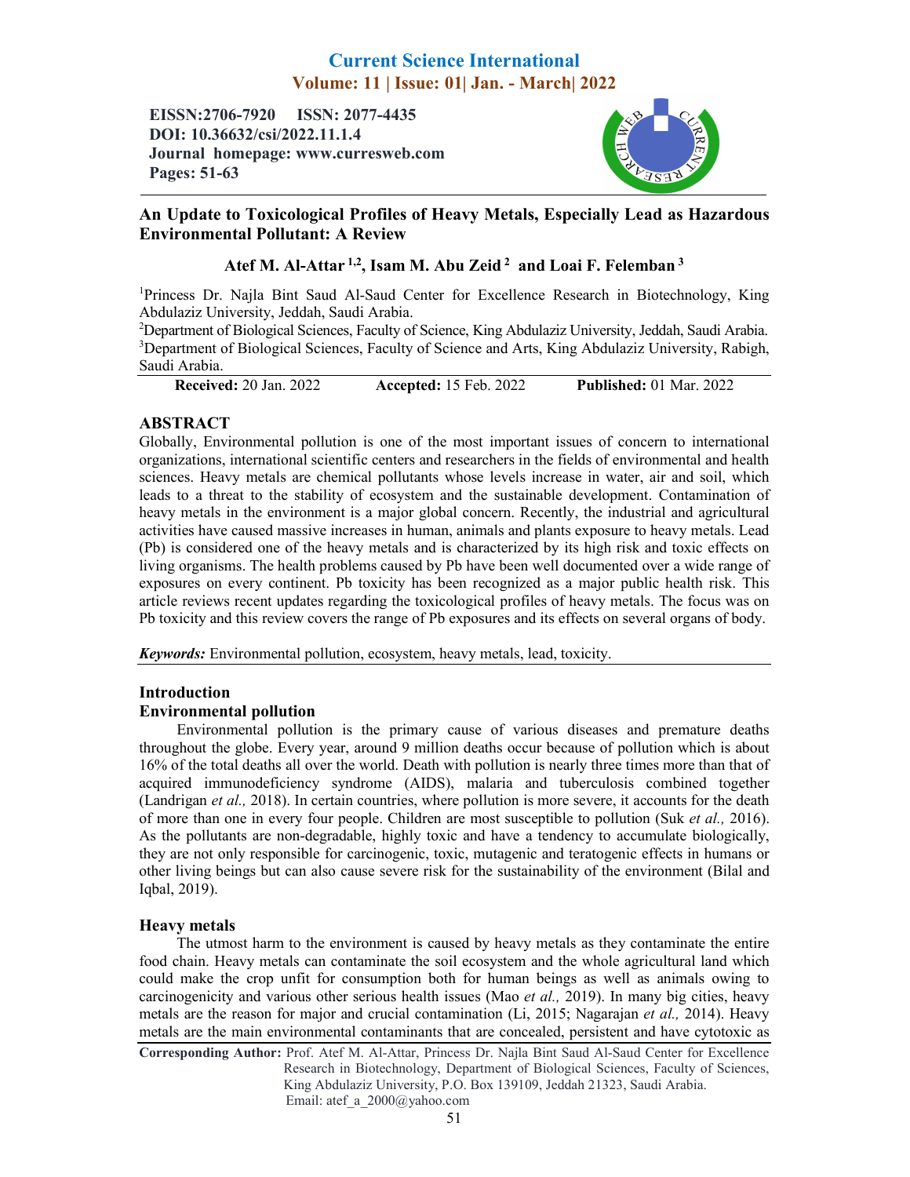# Current Science International
**Volume: 11 | Issue: 01| Jan. - March| 2022**

**EISSN:2706-7920 ISSN: 2077-4435**
**DOI: 10.36632/csi/2022.11.1.4**
**Journal homepage: www.curresweb.com**
**Pages: 51-63**

## An Update to Toxicological Profiles of Heavy Metals, Especially Lead as Hazardous Environmental Pollutant: A Review

**Atef M. Al-Attar [1,2], Isam M. Abu Zeid [2] and Loai F. Felemban [3]**

[1]Princess Dr. Najla Bint Saud Al-Saud Center for Excellence Research in Biotechnology, King Abdulaziz University, Jeddah, Saudi Arabia.
[2]Department of Biological Sciences, Faculty of Science, King Abdulaziz University, Jeddah, Saudi Arabia.
[3]Department of Biological Sciences, Faculty of Science and Arts, King Abdulaziz University, Rabigh, Saudi Arabia.

**Received:** 20 Jan. 2022 **Accepted:** 15 Feb. 2022 **Published:** 01 Mar. 2022

## ABSTRACT

Globally, Environmental pollution is one of the most important issues of concern to international organizations, international scientific centers and researchers in the fields of environmental and health sciences. Heavy metals are chemical pollutants whose levels increase in water, air and soil, which leads to a threat to the stability of ecosystem and the sustainable development. Contamination of heavy metals in the environment is a major global concern. Recently, the industrial and agricultural activities have caused massive increases in human, animals and plants exposure to heavy metals. Lead (Pb) is considered one of the heavy metals and is characterized by its high risk and toxic effects on living organisms. The health problems caused by Pb have been well documented over a wide range of exposures on every continent. Pb toxicity has been recognized as a major public health risk. This article reviews recent updates regarding the toxicological profiles of heavy metals. The focus was on Pb toxicity and this review covers the range of Pb exposures and its effects on several organs of body.

***Keywords:*** Environmental pollution, ecosystem, heavy metals, lead, toxicity.

## Introduction

### Environmental pollution

Environmental pollution is the primary cause of various diseases and premature deaths throughout the globe. Every year, around 9 million deaths occur because of pollution which is about 16% of the total deaths all over the world. Death with pollution is nearly three times more than that of acquired immunodeficiency syndrome (AIDS), malaria and tuberculosis combined together (Landrigan *et al.,* 2018). In certain countries, where pollution is more severe, it accounts for the death of more than one in every four people. Children are most susceptible to pollution (Suk *et al.,* 2016). As the pollutants are non-degradable, highly toxic and have a tendency to accumulate biologically, they are not only responsible for carcinogenic, toxic, mutagenic and teratogenic effects in humans or other living beings but can also cause severe risk for the sustainability of the environment (Bilal and Iqbal, 2019).

### Heavy metals

The utmost harm to the environment is caused by heavy metals as they contaminate the entire food chain. Heavy metals can contaminate the soil ecosystem and the whole agricultural land which could make the crop unfit for consumption both for human beings as well as animals owing to carcinogenicity and various other serious health issues (Mao *et al.,* 2019). In many big cities, heavy metals are the reason for major and crucial contamination (Li, 2015; Nagarajan *et al.,* 2014). Heavy metals are the main environmental contaminants that are concealed, persistent and have cytotoxic as

**Corresponding Author:** Prof. Atef M. Al-Attar, Princess Dr. Najla Bint Saud Al-Saud Center for Excellence Research in Biotechnology, Department of Biological Sciences, Faculty of Sciences, King Abdulaziz University, P.O. Box 139109, Jeddah 21323, Saudi Arabia.
Email: atef_a_2000@yahoo.com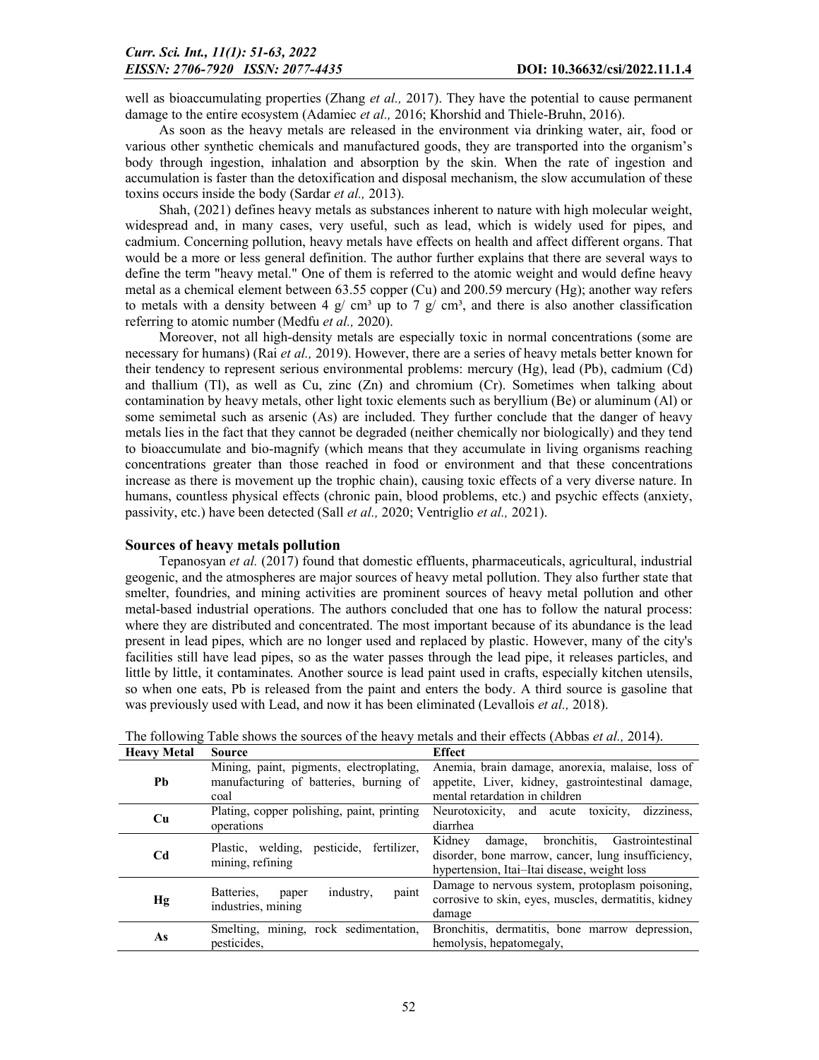well as bioaccumulating properties (Zhang *et al.,* 2017). They have the potential to cause permanent damage to the entire ecosystem (Adamiec *et al.,* 2016; Khorshid and Thiele-Bruhn, 2016).

As soon as the heavy metals are released in the environment via drinking water, air, food or various other synthetic chemicals and manufactured goods, they are transported into the organism's body through ingestion, inhalation and absorption by the skin. When the rate of ingestion and accumulation is faster than the detoxification and disposal mechanism, the slow accumulation of these toxins occurs inside the body (Sardar *et al.,* 2013).

Shah, (2021) defines heavy metals as substances inherent to nature with high molecular weight, widespread and, in many cases, very useful, such as lead, which is widely used for pipes, and cadmium. Concerning pollution, heavy metals have effects on health and affect different organs. That would be a more or less general definition. The author further explains that there are several ways to define the term "heavy metal." One of them is referred to the atomic weight and would define heavy metal as a chemical element between 63.55 copper (Cu) and 200.59 mercury (Hg); another way refers to metals with a density between 4 g/ cm³ up to 7 g/ cm³, and there is also another classification referring to atomic number (Medfu *et al.,* 2020).

Moreover, not all high-density metals are especially toxic in normal concentrations (some are necessary for humans) (Rai *et al.,* 2019). However, there are a series of heavy metals better known for their tendency to represent serious environmental problems: mercury (Hg), lead (Pb), cadmium (Cd) and thallium (Tl), as well as Cu, zinc (Zn) and chromium (Cr). Sometimes when talking about contamination by heavy metals, other light toxic elements such as beryllium (Be) or aluminum (Al) or some semimetal such as arsenic (As) are included. They further conclude that the danger of heavy metals lies in the fact that they cannot be degraded (neither chemically nor biologically) and they tend to bioaccumulate and bio-magnify (which means that they accumulate in living organisms reaching concentrations greater than those reached in food or environment and that these concentrations increase as there is movement up the trophic chain), causing toxic effects of a very diverse nature. In humans, countless physical effects (chronic pain, blood problems, etc.) and psychic effects (anxiety, passivity, etc.) have been detected (Sall *et al.,* 2020; Ventriglio *et al.,* 2021).

## Sources of heavy metals pollution

Tepanosyan *et al.* (2017) found that domestic effluents, pharmaceuticals, agricultural, industrial geogenic, and the atmospheres are major sources of heavy metal pollution. They also further state that smelter, foundries, and mining activities are prominent sources of heavy metal pollution and other metal-based industrial operations. The authors concluded that one has to follow the natural process: where they are distributed and concentrated. The most important because of its abundance is the lead present in lead pipes, which are no longer used and replaced by plastic. However, many of the city's facilities still have lead pipes, so as the water passes through the lead pipe, it releases particles, and little by little, it contaminates. Another source is lead paint used in crafts, especially kitchen utensils, so when one eats, Pb is released from the paint and enters the body. A third source is gasoline that was previously used with Lead, and now it has been eliminated (Levallois *et al.,* 2018).

The following Table shows the sources of the heavy metals and their effects (Abbas *et al.,* 2014).

| Heavy Metal | Source | Effect |
|---|---|---|
| **Pb** | Mining, paint, pigments, electroplating, manufacturing of batteries, burning of coal | Anemia, brain damage, anorexia, malaise, loss of appetite, Liver, kidney, gastrointestinal damage, mental retardation in children |
| **Cu** | Plating, copper polishing, paint, printing operations | Neurotoxicity, and acute toxicity, dizziness, diarrhea |
| **Cd** | Plastic, welding, pesticide, fertilizer, mining, refining | Kidney damage, bronchitis, Gastrointestinal disorder, bone marrow, cancer, lung insufficiency, hypertension, Itai–Itai disease, weight loss |
| **Hg** | Batteries, paper industry, paint industries, mining | Damage to nervous system, protoplasm poisoning, corrosive to skin, eyes, muscles, dermatitis, kidney damage |
| **As** | Smelting, mining, rock sedimentation, pesticides, | Bronchitis, dermatitis, bone marrow depression, hemolysis, hepatomegaly, |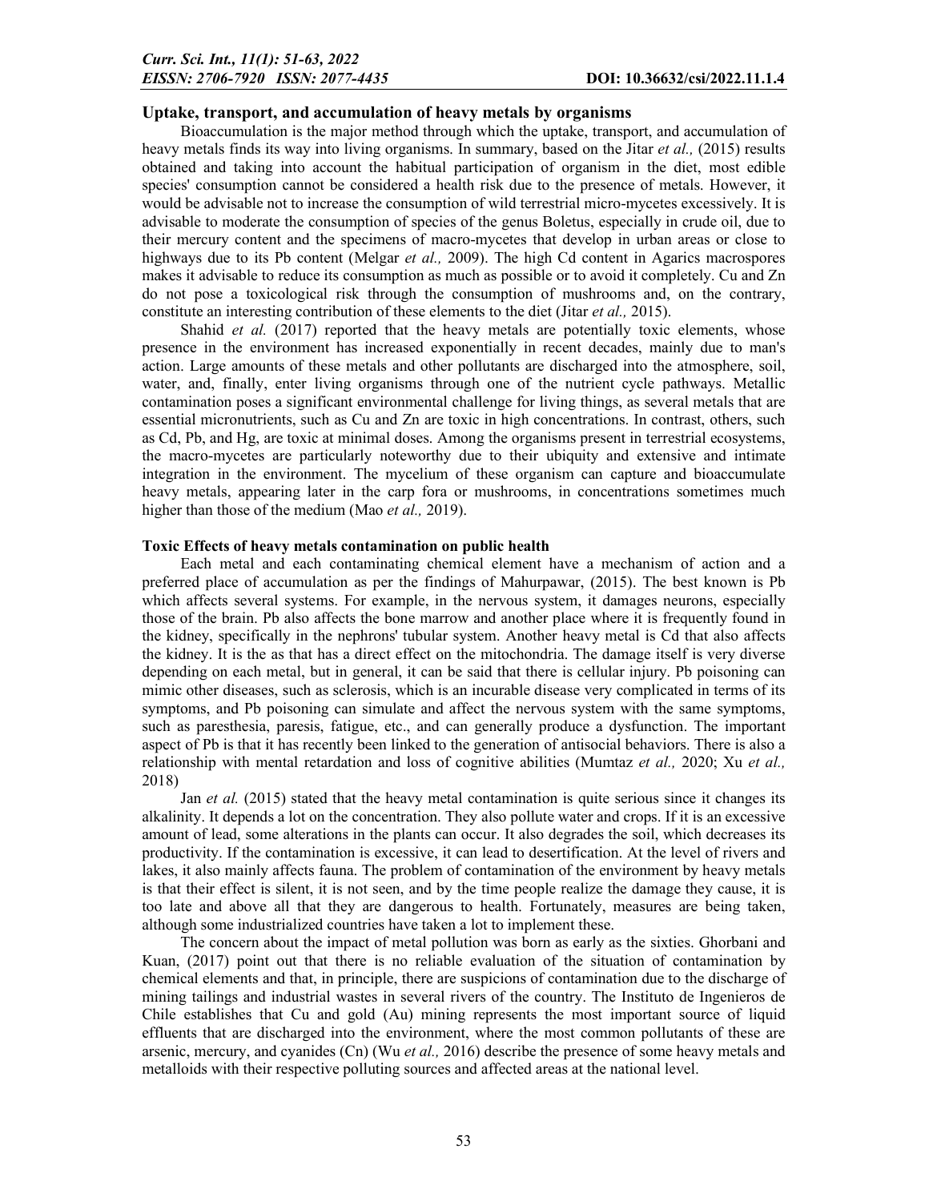### Uptake, transport, and accumulation of heavy metals by organisms

Bioaccumulation is the major method through which the uptake, transport, and accumulation of heavy metals finds its way into living organisms. In summary, based on the Jitar *et al.,* (2015) results obtained and taking into account the habitual participation of organism in the diet, most edible species' consumption cannot be considered a health risk due to the presence of metals. However, it would be advisable not to increase the consumption of wild terrestrial micro-mycetes excessively. It is advisable to moderate the consumption of species of the genus Boletus, especially in crude oil, due to their mercury content and the specimens of macro-mycetes that develop in urban areas or close to highways due to its Pb content (Melgar *et al.,* 2009). The high Cd content in Agarics macrospores makes it advisable to reduce its consumption as much as possible or to avoid it completely. Cu and Zn do not pose a toxicological risk through the consumption of mushrooms and, on the contrary, constitute an interesting contribution of these elements to the diet (Jitar *et al.,* 2015).

Shahid *et al.* (2017) reported that the heavy metals are potentially toxic elements, whose presence in the environment has increased exponentially in recent decades, mainly due to man's action. Large amounts of these metals and other pollutants are discharged into the atmosphere, soil, water, and, finally, enter living organisms through one of the nutrient cycle pathways. Metallic contamination poses a significant environmental challenge for living things, as several metals that are essential micronutrients, such as Cu and Zn are toxic in high concentrations. In contrast, others, such as Cd, Pb, and Hg, are toxic at minimal doses. Among the organisms present in terrestrial ecosystems, the macro-mycetes are particularly noteworthy due to their ubiquity and extensive and intimate integration in the environment. The mycelium of these organism can capture and bioaccumulate heavy metals, appearing later in the carp fora or mushrooms, in concentrations sometimes much higher than those of the medium (Mao *et al.,* 2019).

### Toxic Effects of heavy metals contamination on public health

Each metal and each contaminating chemical element have a mechanism of action and a preferred place of accumulation as per the findings of Mahurpawar, (2015). The best known is Pb which affects several systems. For example, in the nervous system, it damages neurons, especially those of the brain. Pb also affects the bone marrow and another place where it is frequently found in the kidney, specifically in the nephrons' tubular system. Another heavy metal is Cd that also affects the kidney. It is the as that has a direct effect on the mitochondria. The damage itself is very diverse depending on each metal, but in general, it can be said that there is cellular injury. Pb poisoning can mimic other diseases, such as sclerosis, which is an incurable disease very complicated in terms of its symptoms, and Pb poisoning can simulate and affect the nervous system with the same symptoms, such as paresthesia, paresis, fatigue, etc., and can generally produce a dysfunction. The important aspect of Pb is that it has recently been linked to the generation of antisocial behaviors. There is also a relationship with mental retardation and loss of cognitive abilities (Mumtaz *et al.,* 2020; Xu *et al.,* 2018)

Jan *et al.* (2015) stated that the heavy metal contamination is quite serious since it changes its alkalinity. It depends a lot on the concentration. They also pollute water and crops. If it is an excessive amount of lead, some alterations in the plants can occur. It also degrades the soil, which decreases its productivity. If the contamination is excessive, it can lead to desertification. At the level of rivers and lakes, it also mainly affects fauna. The problem of contamination of the environment by heavy metals is that their effect is silent, it is not seen, and by the time people realize the damage they cause, it is too late and above all that they are dangerous to health. Fortunately, measures are being taken, although some industrialized countries have taken a lot to implement these.

The concern about the impact of metal pollution was born as early as the sixties. Ghorbani and Kuan, (2017) point out that there is no reliable evaluation of the situation of contamination by chemical elements and that, in principle, there are suspicions of contamination due to the discharge of mining tailings and industrial wastes in several rivers of the country. The Instituto de Ingenieros de Chile establishes that Cu and gold (Au) mining represents the most important source of liquid effluents that are discharged into the environment, where the most common pollutants of these are arsenic, mercury, and cyanides (Cn) (Wu *et al.,* 2016) describe the presence of some heavy metals and metalloids with their respective polluting sources and affected areas at the national level.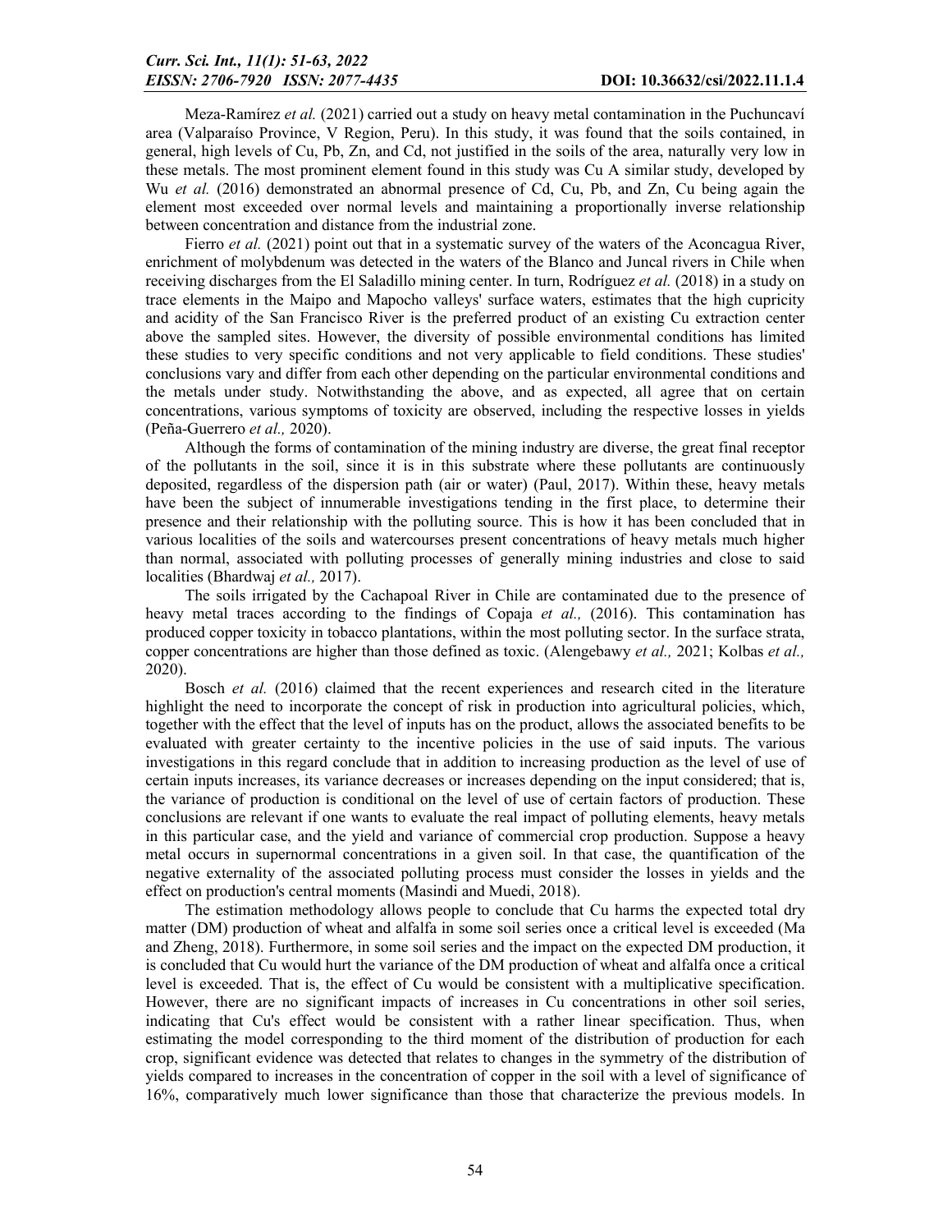Meza-Ramírez *et al.* (2021) carried out a study on heavy metal contamination in the Puchuncaví area (Valparaíso Province, V Region, Peru). In this study, it was found that the soils contained, in general, high levels of Cu, Pb, Zn, and Cd, not justified in the soils of the area, naturally very low in these metals. The most prominent element found in this study was Cu A similar study, developed by Wu *et al.* (2016) demonstrated an abnormal presence of Cd, Cu, Pb, and Zn, Cu being again the element most exceeded over normal levels and maintaining a proportionally inverse relationship between concentration and distance from the industrial zone.

Fierro *et al.* (2021) point out that in a systematic survey of the waters of the Aconcagua River, enrichment of molybdenum was detected in the waters of the Blanco and Juncal rivers in Chile when receiving discharges from the El Saladillo mining center. In turn, Rodríguez *et al.* (2018) in a study on trace elements in the Maipo and Mapocho valleys' surface waters, estimates that the high cupricity and acidity of the San Francisco River is the preferred product of an existing Cu extraction center above the sampled sites. However, the diversity of possible environmental conditions has limited these studies to very specific conditions and not very applicable to field conditions. These studies' conclusions vary and differ from each other depending on the particular environmental conditions and the metals under study. Notwithstanding the above, and as expected, all agree that on certain concentrations, various symptoms of toxicity are observed, including the respective losses in yields (Peña-Guerrero *et al.,* 2020).

Although the forms of contamination of the mining industry are diverse, the great final receptor of the pollutants in the soil, since it is in this substrate where these pollutants are continuously deposited, regardless of the dispersion path (air or water) (Paul, 2017). Within these, heavy metals have been the subject of innumerable investigations tending in the first place, to determine their presence and their relationship with the polluting source. This is how it has been concluded that in various localities of the soils and watercourses present concentrations of heavy metals much higher than normal, associated with polluting processes of generally mining industries and close to said localities (Bhardwaj *et al.,* 2017).

The soils irrigated by the Cachapoal River in Chile are contaminated due to the presence of heavy metal traces according to the findings of Copaja *et al.,* (2016). This contamination has produced copper toxicity in tobacco plantations, within the most polluting sector. In the surface strata, copper concentrations are higher than those defined as toxic. (Alengebawy *et al.,* 2021; Kolbas *et al.,* 2020).

Bosch *et al.* (2016) claimed that the recent experiences and research cited in the literature highlight the need to incorporate the concept of risk in production into agricultural policies, which, together with the effect that the level of inputs has on the product, allows the associated benefits to be evaluated with greater certainty to the incentive policies in the use of said inputs. The various investigations in this regard conclude that in addition to increasing production as the level of use of certain inputs increases, its variance decreases or increases depending on the input considered; that is, the variance of production is conditional on the level of use of certain factors of production. These conclusions are relevant if one wants to evaluate the real impact of polluting elements, heavy metals in this particular case, and the yield and variance of commercial crop production. Suppose a heavy metal occurs in supernormal concentrations in a given soil. In that case, the quantification of the negative externality of the associated polluting process must consider the losses in yields and the effect on production's central moments (Masindi and Muedi, 2018).

The estimation methodology allows people to conclude that Cu harms the expected total dry matter (DM) production of wheat and alfalfa in some soil series once a critical level is exceeded (Ma and Zheng, 2018). Furthermore, in some soil series and the impact on the expected DM production, it is concluded that Cu would hurt the variance of the DM production of wheat and alfalfa once a critical level is exceeded. That is, the effect of Cu would be consistent with a multiplicative specification. However, there are no significant impacts of increases in Cu concentrations in other soil series, indicating that Cu's effect would be consistent with a rather linear specification. Thus, when estimating the model corresponding to the third moment of the distribution of production for each crop, significant evidence was detected that relates to changes in the symmetry of the distribution of yields compared to increases in the concentration of copper in the soil with a level of significance of 16%, comparatively much lower significance than those that characterize the previous models. In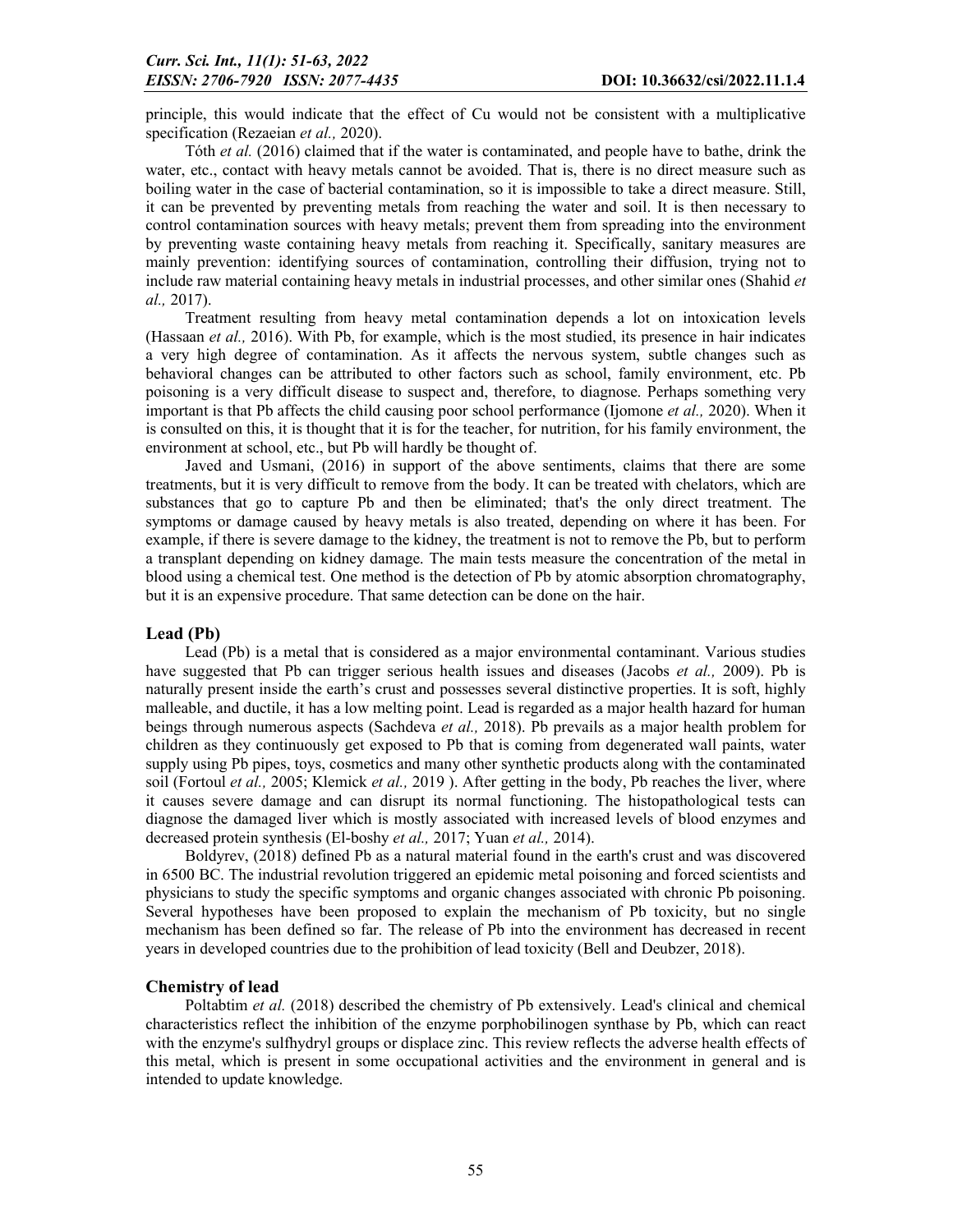principle, this would indicate that the effect of Cu would not be consistent with a multiplicative specification (Rezaeian *et al.,* 2020).

Tóth *et al.* (2016) claimed that if the water is contaminated, and people have to bathe, drink the water, etc., contact with heavy metals cannot be avoided. That is, there is no direct measure such as boiling water in the case of bacterial contamination, so it is impossible to take a direct measure. Still, it can be prevented by preventing metals from reaching the water and soil. It is then necessary to control contamination sources with heavy metals; prevent them from spreading into the environment by preventing waste containing heavy metals from reaching it. Specifically, sanitary measures are mainly prevention: identifying sources of contamination, controlling their diffusion, trying not to include raw material containing heavy metals in industrial processes, and other similar ones (Shahid *et al.,* 2017).

Treatment resulting from heavy metal contamination depends a lot on intoxication levels (Hassaan *et al.,* 2016). With Pb, for example, which is the most studied, its presence in hair indicates a very high degree of contamination. As it affects the nervous system, subtle changes such as behavioral changes can be attributed to other factors such as school, family environment, etc. Pb poisoning is a very difficult disease to suspect and, therefore, to diagnose. Perhaps something very important is that Pb affects the child causing poor school performance (Ijomone *et al.,* 2020). When it is consulted on this, it is thought that it is for the teacher, for nutrition, for his family environment, the environment at school, etc., but Pb will hardly be thought of.

Javed and Usmani, (2016) in support of the above sentiments, claims that there are some treatments, but it is very difficult to remove from the body. It can be treated with chelators, which are substances that go to capture Pb and then be eliminated; that's the only direct treatment. The symptoms or damage caused by heavy metals is also treated, depending on where it has been. For example, if there is severe damage to the kidney, the treatment is not to remove the Pb, but to perform a transplant depending on kidney damage. The main tests measure the concentration of the metal in blood using a chemical test. One method is the detection of Pb by atomic absorption chromatography, but it is an expensive procedure. That same detection can be done on the hair.

### Lead (Pb)

Lead (Pb) is a metal that is considered as a major environmental contaminant. Various studies have suggested that Pb can trigger serious health issues and diseases (Jacobs *et al.,* 2009). Pb is naturally present inside the earth's crust and possesses several distinctive properties. It is soft, highly malleable, and ductile, it has a low melting point. Lead is regarded as a major health hazard for human beings through numerous aspects (Sachdeva *et al.,* 2018). Pb prevails as a major health problem for children as they continuously get exposed to Pb that is coming from degenerated wall paints, water supply using Pb pipes, toys, cosmetics and many other synthetic products along with the contaminated soil (Fortoul *et al.,* 2005; Klemick *et al.,* 2019 ). After getting in the body, Pb reaches the liver, where it causes severe damage and can disrupt its normal functioning. The histopathological tests can diagnose the damaged liver which is mostly associated with increased levels of blood enzymes and decreased protein synthesis (El-boshy *et al.,* 2017; Yuan *et al.,* 2014).

Boldyrev, (2018) defined Pb as a natural material found in the earth's crust and was discovered in 6500 BC. The industrial revolution triggered an epidemic metal poisoning and forced scientists and physicians to study the specific symptoms and organic changes associated with chronic Pb poisoning. Several hypotheses have been proposed to explain the mechanism of Pb toxicity, but no single mechanism has been defined so far. The release of Pb into the environment has decreased in recent years in developed countries due to the prohibition of lead toxicity (Bell and Deubzer, 2018).

### Chemistry of lead

Poltabtim *et al.* (2018) described the chemistry of Pb extensively. Lead's clinical and chemical characteristics reflect the inhibition of the enzyme porphobilinogen synthase by Pb, which can react with the enzyme's sulfhydryl groups or displace zinc. This review reflects the adverse health effects of this metal, which is present in some occupational activities and the environment in general and is intended to update knowledge.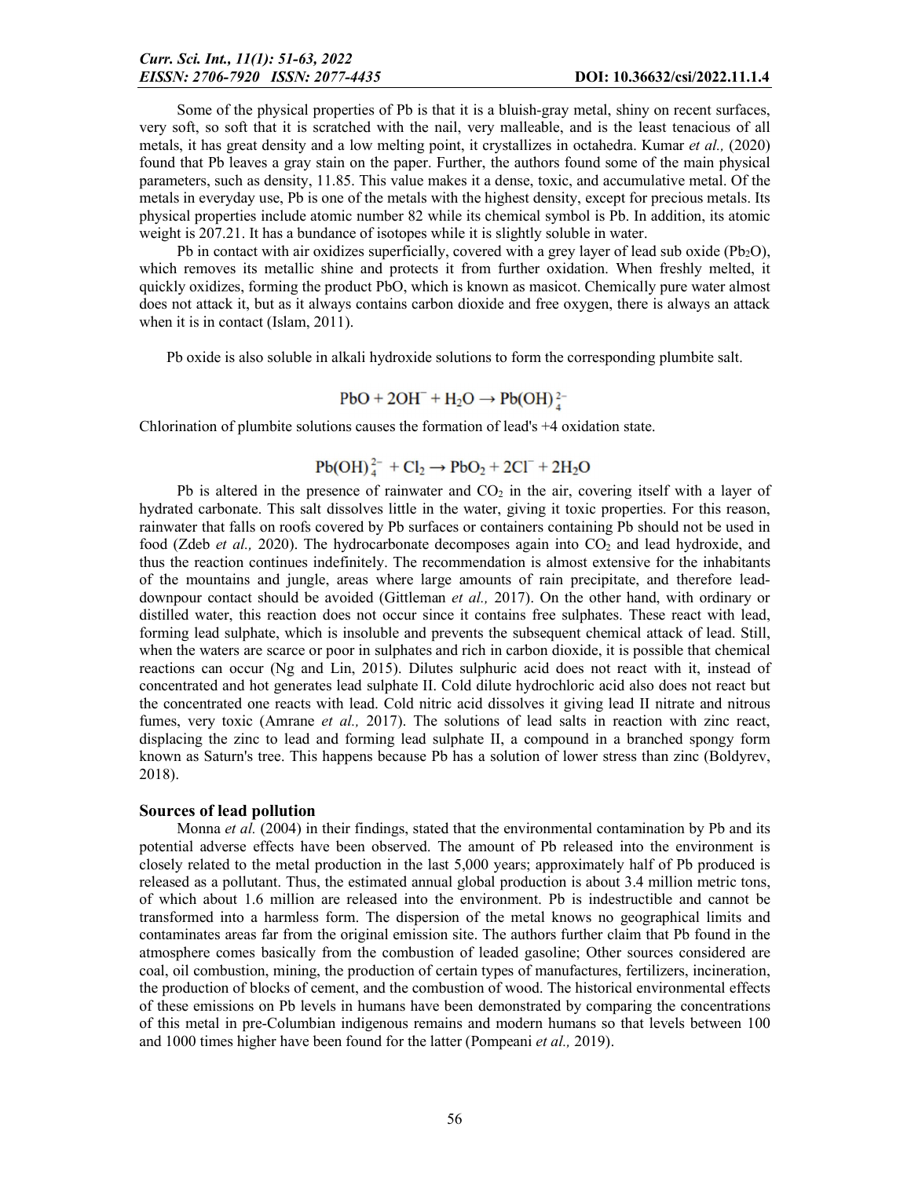Some of the physical properties of Pb is that it is a bluish-gray metal, shiny on recent surfaces, very soft, so soft that it is scratched with the nail, very malleable, and is the least tenacious of all metals, it has great density and a low melting point, it crystallizes in octahedra. Kumar *et al.,* (2020) found that Pb leaves a gray stain on the paper. Further, the authors found some of the main physical parameters, such as density, 11.85. This value makes it a dense, toxic, and accumulative metal. Of the metals in everyday use, Pb is one of the metals with the highest density, except for precious metals. Its physical properties include atomic number 82 while its chemical symbol is Pb. In addition, its atomic weight is 207.21. It has a bundance of isotopes while it is slightly soluble in water.

Pb in contact with air oxidizes superficially, covered with a grey layer of lead sub oxide ($Pb_2O$), which removes its metallic shine and protects it from further oxidation. When freshly melted, it quickly oxidizes, forming the product PbO, which is known as masicot. Chemically pure water almost does not attack it, but as it always contains carbon dioxide and free oxygen, there is always an attack when it is in contact (Islam, 2011).

Pb oxide is also soluble in alkali hydroxide solutions to form the corresponding plumbite salt.

$$PbO + 2OH^{-} + H_2O \rightarrow Pb(OH)_4^{2-}$$

Chlorination of plumbite solutions causes the formation of lead's +4 oxidation state.

$$Pb(OH)_4^{2-} + Cl_2 \rightarrow PbO_2 + 2Cl^{-} + 2H_2O$$

Pb is altered in the presence of rainwater and $CO_2$ in the air, covering itself with a layer of hydrated carbonate. This salt dissolves little in the water, giving it toxic properties. For this reason, rainwater that falls on roofs covered by Pb surfaces or containers containing Pb should not be used in food (Zdeb *et al.,* 2020). The hydrocarbonate decomposes again into $CO_2$ and lead hydroxide, and thus the reaction continues indefinitely. The recommendation is almost extensive for the inhabitants of the mountains and jungle, areas where large amounts of rain precipitate, and therefore lead-downpour contact should be avoided (Gittleman *et al.,* 2017). On the other hand, with ordinary or distilled water, this reaction does not occur since it contains free sulphates. These react with lead, forming lead sulphate, which is insoluble and prevents the subsequent chemical attack of lead. Still, when the waters are scarce or poor in sulphates and rich in carbon dioxide, it is possible that chemical reactions can occur (Ng and Lin, 2015). Dilutes sulphuric acid does not react with it, instead of concentrated and hot generates lead sulphate II. Cold dilute hydrochloric acid also does not react but the concentrated one reacts with lead. Cold nitric acid dissolves it giving lead II nitrate and nitrous fumes, very toxic (Amrane *et al.,* 2017). The solutions of lead salts in reaction with zinc react, displacing the zinc to lead and forming lead sulphate II, a compound in a branched spongy form known as Saturn's tree. This happens because Pb has a solution of lower stress than zinc (Boldyrev, 2018).

## Sources of lead pollution

Monna *et al.* (2004) in their findings, stated that the environmental contamination by Pb and its potential adverse effects have been observed. The amount of Pb released into the environment is closely related to the metal production in the last 5,000 years; approximately half of Pb produced is released as a pollutant. Thus, the estimated annual global production is about 3.4 million metric tons, of which about 1.6 million are released into the environment. Pb is indestructible and cannot be transformed into a harmless form. The dispersion of the metal knows no geographical limits and contaminates areas far from the original emission site. The authors further claim that Pb found in the atmosphere comes basically from the combustion of leaded gasoline; Other sources considered are coal, oil combustion, mining, the production of certain types of manufactures, fertilizers, incineration, the production of blocks of cement, and the combustion of wood. The historical environmental effects of these emissions on Pb levels in humans have been demonstrated by comparing the concentrations of this metal in pre-Columbian indigenous remains and modern humans so that levels between 100 and 1000 times higher have been found for the latter (Pompeani *et al.,* 2019).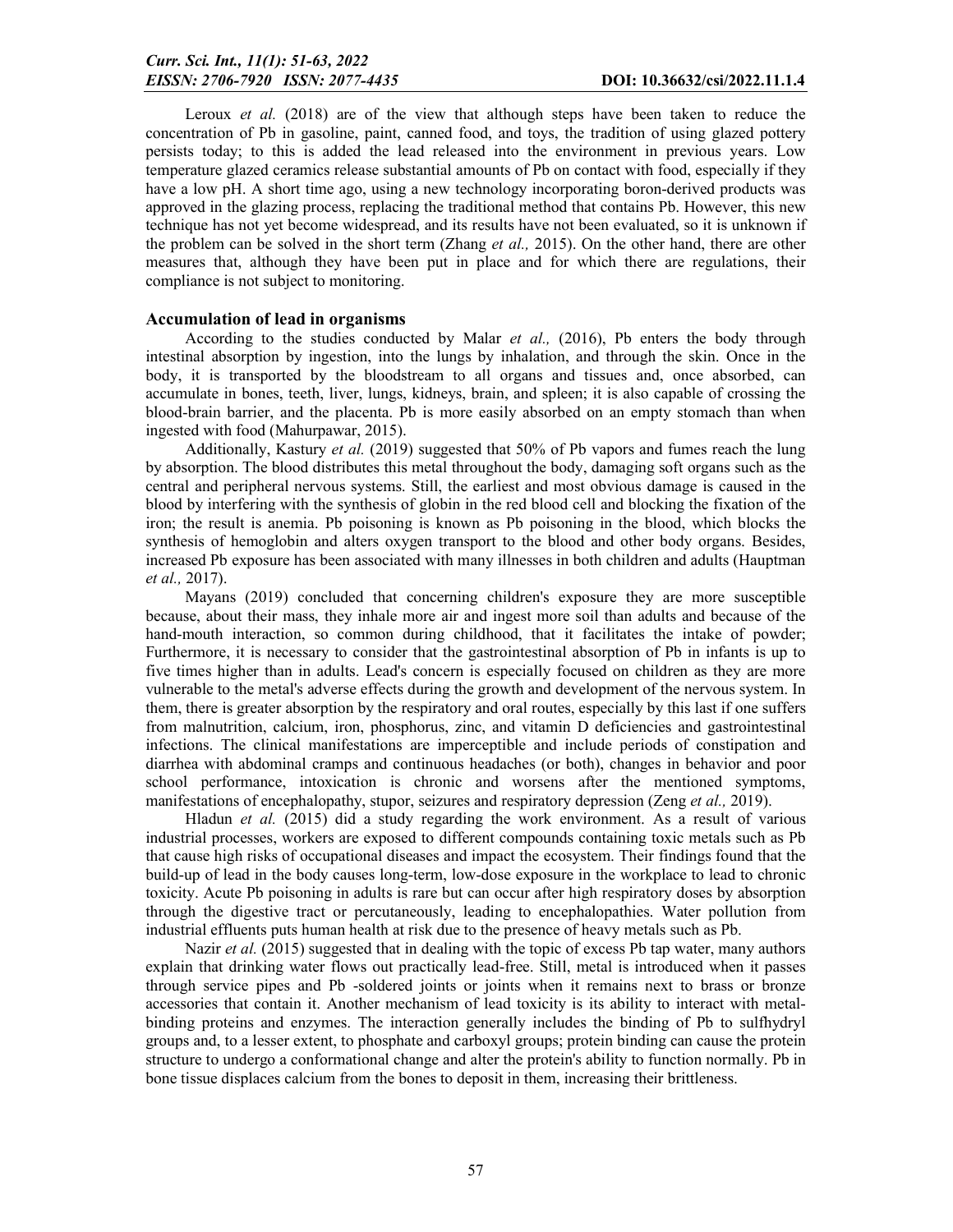Leroux *et al.* (2018) are of the view that although steps have been taken to reduce the concentration of Pb in gasoline, paint, canned food, and toys, the tradition of using glazed pottery persists today; to this is added the lead released into the environment in previous years. Low temperature glazed ceramics release substantial amounts of Pb on contact with food, especially if they have a low pH. A short time ago, using a new technology incorporating boron-derived products was approved in the glazing process, replacing the traditional method that contains Pb. However, this new technique has not yet become widespread, and its results have not been evaluated, so it is unknown if the problem can be solved in the short term (Zhang *et al.,* 2015). On the other hand, there are other measures that, although they have been put in place and for which there are regulations, their compliance is not subject to monitoring.

## Accumulation of lead in organisms

According to the studies conducted by Malar *et al.,* (2016), Pb enters the body through intestinal absorption by ingestion, into the lungs by inhalation, and through the skin. Once in the body, it is transported by the bloodstream to all organs and tissues and, once absorbed, can accumulate in bones, teeth, liver, lungs, kidneys, brain, and spleen; it is also capable of crossing the blood-brain barrier, and the placenta. Pb is more easily absorbed on an empty stomach than when ingested with food (Mahurpawar, 2015).

Additionally, Kastury *et al.* (2019) suggested that 50% of Pb vapors and fumes reach the lung by absorption. The blood distributes this metal throughout the body, damaging soft organs such as the central and peripheral nervous systems. Still, the earliest and most obvious damage is caused in the blood by interfering with the synthesis of globin in the red blood cell and blocking the fixation of the iron; the result is anemia. Pb poisoning is known as Pb poisoning in the blood, which blocks the synthesis of hemoglobin and alters oxygen transport to the blood and other body organs. Besides, increased Pb exposure has been associated with many illnesses in both children and adults (Hauptman *et al.,* 2017).

Mayans (2019) concluded that concerning children's exposure they are more susceptible because, about their mass, they inhale more air and ingest more soil than adults and because of the hand-mouth interaction, so common during childhood, that it facilitates the intake of powder; Furthermore, it is necessary to consider that the gastrointestinal absorption of Pb in infants is up to five times higher than in adults. Lead's concern is especially focused on children as they are more vulnerable to the metal's adverse effects during the growth and development of the nervous system. In them, there is greater absorption by the respiratory and oral routes, especially by this last if one suffers from malnutrition, calcium, iron, phosphorus, zinc, and vitamin D deficiencies and gastrointestinal infections. The clinical manifestations are imperceptible and include periods of constipation and diarrhea with abdominal cramps and continuous headaches (or both), changes in behavior and poor school performance, intoxication is chronic and worsens after the mentioned symptoms, manifestations of encephalopathy, stupor, seizures and respiratory depression (Zeng *et al.,* 2019).

Hladun *et al.* (2015) did a study regarding the work environment. As a result of various industrial processes, workers are exposed to different compounds containing toxic metals such as Pb that cause high risks of occupational diseases and impact the ecosystem. Their findings found that the build-up of lead in the body causes long-term, low-dose exposure in the workplace to lead to chronic toxicity. Acute Pb poisoning in adults is rare but can occur after high respiratory doses by absorption through the digestive tract or percutaneously, leading to encephalopathies. Water pollution from industrial effluents puts human health at risk due to the presence of heavy metals such as Pb.

Nazir *et al.* (2015) suggested that in dealing with the topic of excess Pb tap water, many authors explain that drinking water flows out practically lead-free. Still, metal is introduced when it passes through service pipes and Pb -soldered joints or joints when it remains next to brass or bronze accessories that contain it. Another mechanism of lead toxicity is its ability to interact with metal-binding proteins and enzymes. The interaction generally includes the binding of Pb to sulfhydryl groups and, to a lesser extent, to phosphate and carboxyl groups; protein binding can cause the protein structure to undergo a conformational change and alter the protein's ability to function normally. Pb in bone tissue displaces calcium from the bones to deposit in them, increasing their brittleness.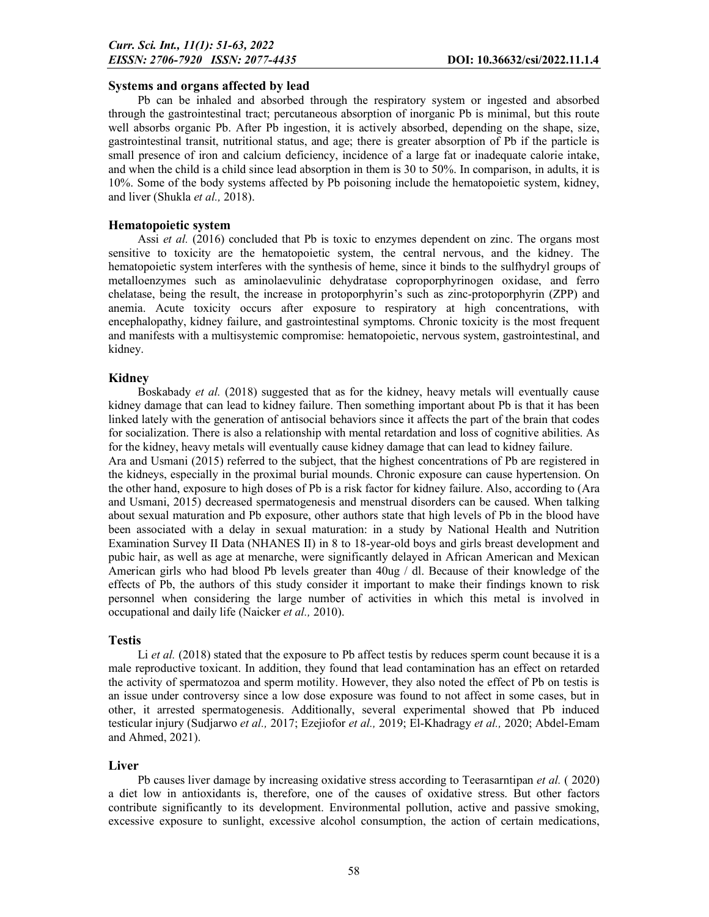## Systems and organs affected by lead

Pb can be inhaled and absorbed through the respiratory system or ingested and absorbed through the gastrointestinal tract; percutaneous absorption of inorganic Pb is minimal, but this route well absorbs organic Pb. After Pb ingestion, it is actively absorbed, depending on the shape, size, gastrointestinal transit, nutritional status, and age; there is greater absorption of Pb if the particle is small presence of iron and calcium deficiency, incidence of a large fat or inadequate calorie intake, and when the child is a child since lead absorption in them is 30 to 50%. In comparison, in adults, it is 10%. Some of the body systems affected by Pb poisoning include the hematopoietic system, kidney, and liver (Shukla *et al.,* 2018).

## Hematopoietic system

Assi *et al.* (2016) concluded that Pb is toxic to enzymes dependent on zinc. The organs most sensitive to toxicity are the hematopoietic system, the central nervous, and the kidney. The hematopoietic system interferes with the synthesis of heme, since it binds to the sulfhydryl groups of metalloenzymes such as aminolaevulinic dehydratase coproporphyrinogen oxidase, and ferro chelatase, being the result, the increase in protoporphyrin's such as zinc-protoporphyrin (ZPP) and anemia. Acute toxicity occurs after exposure to respiratory at high concentrations, with encephalopathy, kidney failure, and gastrointestinal symptoms. Chronic toxicity is the most frequent and manifests with a multisystemic compromise: hematopoietic, nervous system, gastrointestinal, and kidney.

## Kidney

Boskabady *et al.* (2018) suggested that as for the kidney, heavy metals will eventually cause kidney damage that can lead to kidney failure. Then something important about Pb is that it has been linked lately with the generation of antisocial behaviors since it affects the part of the brain that codes for socialization. There is also a relationship with mental retardation and loss of cognitive abilities. As for the kidney, heavy metals will eventually cause kidney damage that can lead to kidney failure.

Ara and Usmani (2015) referred to the subject, that the highest concentrations of Pb are registered in the kidneys, especially in the proximal burial mounds. Chronic exposure can cause hypertension. On the other hand, exposure to high doses of Pb is a risk factor for kidney failure. Also, according to (Ara and Usmani, 2015) decreased spermatogenesis and menstrual disorders can be caused. When talking about sexual maturation and Pb exposure, other authors state that high levels of Pb in the blood have been associated with a delay in sexual maturation: in a study by National Health and Nutrition Examination Survey II Data (NHANES II) in 8 to 18-year-old boys and girls breast development and pubic hair, as well as age at menarche, were significantly delayed in African American and Mexican American girls who had blood Pb levels greater than 40ug / dl. Because of their knowledge of the effects of Pb, the authors of this study consider it important to make their findings known to risk personnel when considering the large number of activities in which this metal is involved in occupational and daily life (Naicker *et al.,* 2010).

## Testis

Li *et al.* (2018) stated that the exposure to Pb affect testis by reduces sperm count because it is a male reproductive toxicant. In addition, they found that lead contamination has an effect on retarded the activity of spermatozoa and sperm motility. However, they also noted the effect of Pb on testis is an issue under controversy since a low dose exposure was found to not affect in some cases, but in other, it arrested spermatogenesis. Additionally, several experimental showed that Pb induced testicular injury (Sudjarwo *et al.,* 2017; Ezejiofor *et al.,* 2019; El-Khadragy *et al.,* 2020; Abdel-Emam and Ahmed, 2021).

## Liver

Pb causes liver damage by increasing oxidative stress according to Teerasarntipan *et al.* ( 2020) a diet low in antioxidants is, therefore, one of the causes of oxidative stress. But other factors contribute significantly to its development. Environmental pollution, active and passive smoking, excessive exposure to sunlight, excessive alcohol consumption, the action of certain medications,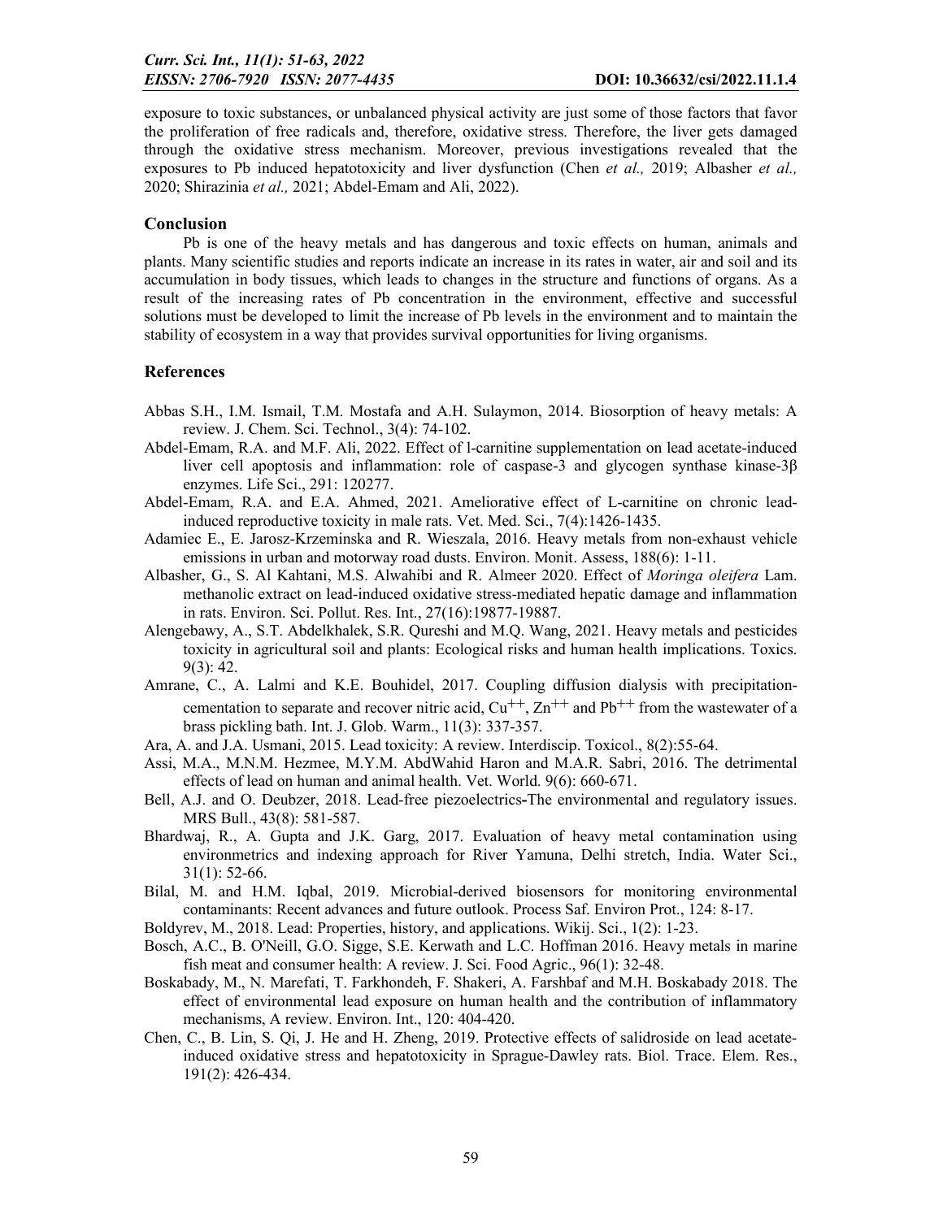exposure to toxic substances, or unbalanced physical activity are just some of those factors that favor the proliferation of free radicals and, therefore, oxidative stress. Therefore, the liver gets damaged through the oxidative stress mechanism. Moreover, previous investigations revealed that the exposures to Pb induced hepatotoxicity and liver dysfunction (Chen *et al.,* 2019; Albasher *et al.,* 2020; Shirazinia *et al.,* 2021; Abdel-Emam and Ali, 2022).

## Conclusion

Pb is one of the heavy metals and has dangerous and toxic effects on human, animals and plants. Many scientific studies and reports indicate an increase in its rates in water, air and soil and its accumulation in body tissues, which leads to changes in the structure and functions of organs. As a result of the increasing rates of Pb concentration in the environment, effective and successful solutions must be developed to limit the increase of Pb levels in the environment and to maintain the stability of ecosystem in a way that provides survival opportunities for living organisms.

## References

Abbas S.H., I.M. Ismail, T.M. Mostafa and A.H. Sulaymon, 2014. Biosorption of heavy metals: A review. J. Chem. Sci. Technol., 3(4): 74-102.

Abdel-Emam, R.A. and M.F. Ali, 2022. Effect of l-carnitine supplementation on lead acetate-induced liver cell apoptosis and inflammation: role of caspase-3 and glycogen synthase kinase-3β enzymes. Life Sci., 291: 120277.

Abdel-Emam, R.A. and E.A. Ahmed, 2021. Ameliorative effect of L-carnitine on chronic lead-induced reproductive toxicity in male rats. Vet. Med. Sci., 7(4):1426-1435.

Adamiec E., E. Jarosz-Krzeminska and R. Wieszala, 2016. Heavy metals from non-exhaust vehicle emissions in urban and motorway road dusts. Environ. Monit. Assess, 188(6): 1-11.

Albasher, G., S. Al Kahtani, M.S. Alwahibi and R. Almeer 2020. Effect of *Moringa oleifera* Lam. methanolic extract on lead-induced oxidative stress-mediated hepatic damage and inflammation in rats. Environ. Sci. Pollut. Res. Int., 27(16):19877-19887.

Alengebawy, A., S.T. Abdelkhalek, S.R. Qureshi and M.Q. Wang, 2021. Heavy metals and pesticides toxicity in agricultural soil and plants: Ecological risks and human health implications. Toxics. 9(3): 42.

Amrane, C., A. Lalmi and K.E. Bouhidel, 2017. Coupling diffusion dialysis with precipitation-cementation to separate and recover nitric acid, $Cu^{++}$, $Zn^{++}$ and $Pb^{++}$ from the wastewater of a brass pickling bath. Int. J. Glob. Warm., 11(3): 337-357.

Ara, A. and J.A. Usmani, 2015. Lead toxicity: A review. Interdiscip. Toxicol., 8(2):55-64.

Assi, M.A., M.N.M. Hezmee, M.Y.M. AbdWahid Haron and M.A.R. Sabri, 2016. The detrimental effects of lead on human and animal health. Vet. World. 9(6): 660-671.

Bell, A.J. and O. Deubzer, 2018. Lead-free piezoelectrics-The environmental and regulatory issues. MRS Bull., 43(8): 581-587.

Bhardwaj, R., A. Gupta and J.K. Garg, 2017. Evaluation of heavy metal contamination using environmetrics and indexing approach for River Yamuna, Delhi stretch, India. Water Sci., 31(1): 52-66.

Bilal, M. and H.M. Iqbal, 2019. Microbial-derived biosensors for monitoring environmental contaminants: Recent advances and future outlook. Process Saf. Environ Prot., 124: 8-17.

Boldyrev, M., 2018. Lead: Properties, history, and applications. Wikij. Sci., 1(2): 1-23.

Bosch, A.C., B. O'Neill, G.O. Sigge, S.E. Kerwath and L.C. Hoffman 2016. Heavy metals in marine fish meat and consumer health: A review. J. Sci. Food Agric., 96(1): 32-48.

Boskabady, M., N. Marefati, T. Farkhondeh, F. Shakeri, A. Farshbaf and M.H. Boskabady 2018. The effect of environmental lead exposure on human health and the contribution of inflammatory mechanisms, A review. Environ. Int., 120: 404-420.

Chen, C., B. Lin, S. Qi, J. He and H. Zheng, 2019. Protective effects of salidroside on lead acetate-induced oxidative stress and hepatotoxicity in Sprague-Dawley rats. Biol. Trace. Elem. Res., 191(2): 426-434.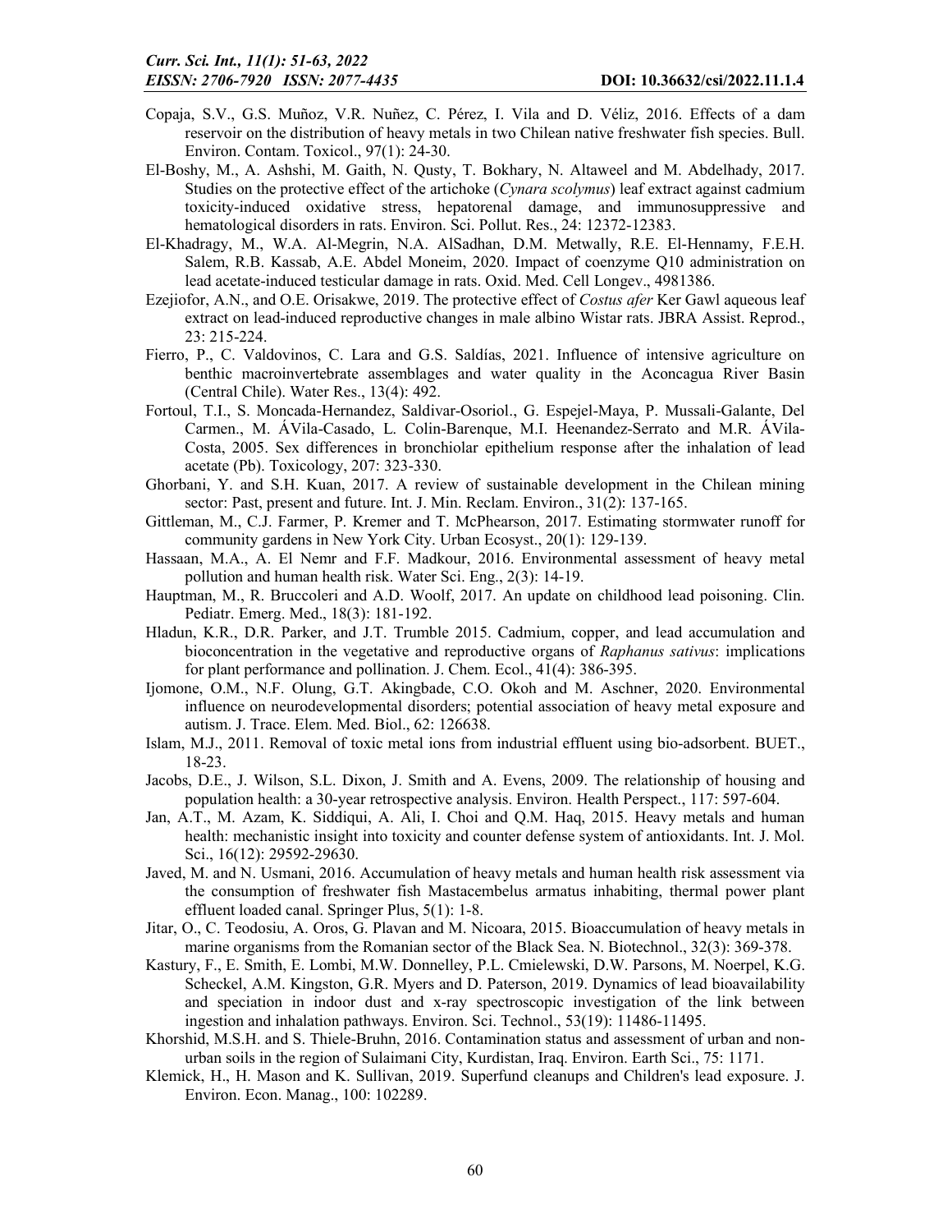Copaja, S.V., G.S. Muñoz, V.R. Nuñez, C. Pérez, I. Vila and D. Véliz, 2016. Effects of a dam reservoir on the distribution of heavy metals in two Chilean native freshwater fish species. Bull. Environ. Contam. Toxicol., 97(1): 24-30.

El-Boshy, M., A. Ashshi, M. Gaith, N. Qusty, T. Bokhary, N. Altaweel and M. Abdelhady, 2017. Studies on the protective effect of the artichoke (*Cynara scolymus*) leaf extract against cadmium toxicity-induced oxidative stress, hepatorenal damage, and immunosuppressive and hematological disorders in rats. Environ. Sci. Pollut. Res., 24: 12372-12383.

El-Khadragy, M., W.A. Al-Megrin, N.A. AlSadhan, D.M. Metwally, R.E. El-Hennamy, F.E.H. Salem, R.B. Kassab, A.E. Abdel Moneim, 2020. Impact of coenzyme Q10 administration on lead acetate-induced testicular damage in rats. Oxid. Med. Cell Longev., 4981386.

Ezejiofor, A.N., and O.E. Orisakwe, 2019. The protective effect of *Costus afer* Ker Gawl aqueous leaf extract on lead-induced reproductive changes in male albino Wistar rats. JBRA Assist. Reprod., 23: 215-224.

Fierro, P., C. Valdovinos, C. Lara and G.S. Saldías, 2021. Influence of intensive agriculture on benthic macroinvertebrate assemblages and water quality in the Aconcagua River Basin (Central Chile). Water Res., 13(4): 492.

Fortoul, T.I., S. Moncada-Hernandez, Saldivar-Osoriol., G. Espejel-Maya, P. Mussali-Galante, Del Carmen., M. ÁVila-Casado, L. Colin-Barenque, M.I. Heenandez-Serrato and M.R. ÁVila-Costa, 2005. Sex differences in bronchiolar epithelium response after the inhalation of lead acetate (Pb). Toxicology, 207: 323-330.

Ghorbani, Y. and S.H. Kuan, 2017. A review of sustainable development in the Chilean mining sector: Past, present and future. Int. J. Min. Reclam. Environ., 31(2): 137-165.

Gittleman, M., C.J. Farmer, P. Kremer and T. McPhearson, 2017. Estimating stormwater runoff for community gardens in New York City. Urban Ecosyst., 20(1): 129-139.

Hassaan, M.A., A. El Nemr and F.F. Madkour, 2016. Environmental assessment of heavy metal pollution and human health risk. Water Sci. Eng., 2(3): 14-19.

Hauptman, M., R. Bruccoleri and A.D. Woolf, 2017. An update on childhood lead poisoning. Clin. Pediatr. Emerg. Med., 18(3): 181-192.

Hladun, K.R., D.R. Parker, and J.T. Trumble 2015. Cadmium, copper, and lead accumulation and bioconcentration in the vegetative and reproductive organs of *Raphanus sativus*: implications for plant performance and pollination. J. Chem. Ecol., 41(4): 386-395.

Ijomone, O.M., N.F. Olung, G.T. Akingbade, C.O. Okoh and M. Aschner, 2020. Environmental influence on neurodevelopmental disorders; potential association of heavy metal exposure and autism. J. Trace. Elem. Med. Biol., 62: 126638.

Islam, M.J., 2011. Removal of toxic metal ions from industrial effluent using bio-adsorbent. BUET., 18-23.

Jacobs, D.E., J. Wilson, S.L. Dixon, J. Smith and A. Evens, 2009. The relationship of housing and population health: a 30-year retrospective analysis. Environ. Health Perspect., 117: 597-604.

Jan, A.T., M. Azam, K. Siddiqui, A. Ali, I. Choi and Q.M. Haq, 2015. Heavy metals and human health: mechanistic insight into toxicity and counter defense system of antioxidants. Int. J. Mol. Sci., 16(12): 29592-29630.

Javed, M. and N. Usmani, 2016. Accumulation of heavy metals and human health risk assessment via the consumption of freshwater fish Mastacembelus armatus inhabiting, thermal power plant effluent loaded canal. Springer Plus, 5(1): 1-8.

Jitar, O., C. Teodosiu, A. Oros, G. Plavan and M. Nicoara, 2015. Bioaccumulation of heavy metals in marine organisms from the Romanian sector of the Black Sea. N. Biotechnol., 32(3): 369-378.

Kastury, F., E. Smith, E. Lombi, M.W. Donnelley, P.L. Cmielewski, D.W. Parsons, M. Noerpel, K.G. Scheckel, A.M. Kingston, G.R. Myers and D. Paterson, 2019. Dynamics of lead bioavailability and speciation in indoor dust and x-ray spectroscopic investigation of the link between ingestion and inhalation pathways. Environ. Sci. Technol., 53(19): 11486-11495.

Khorshid, M.S.H. and S. Thiele-Bruhn, 2016. Contamination status and assessment of urban and non-urban soils in the region of Sulaimani City, Kurdistan, Iraq. Environ. Earth Sci., 75: 1171.

Klemick, H., H. Mason and K. Sullivan, 2019. Superfund cleanups and Children's lead exposure. J. Environ. Econ. Manag., 100: 102289.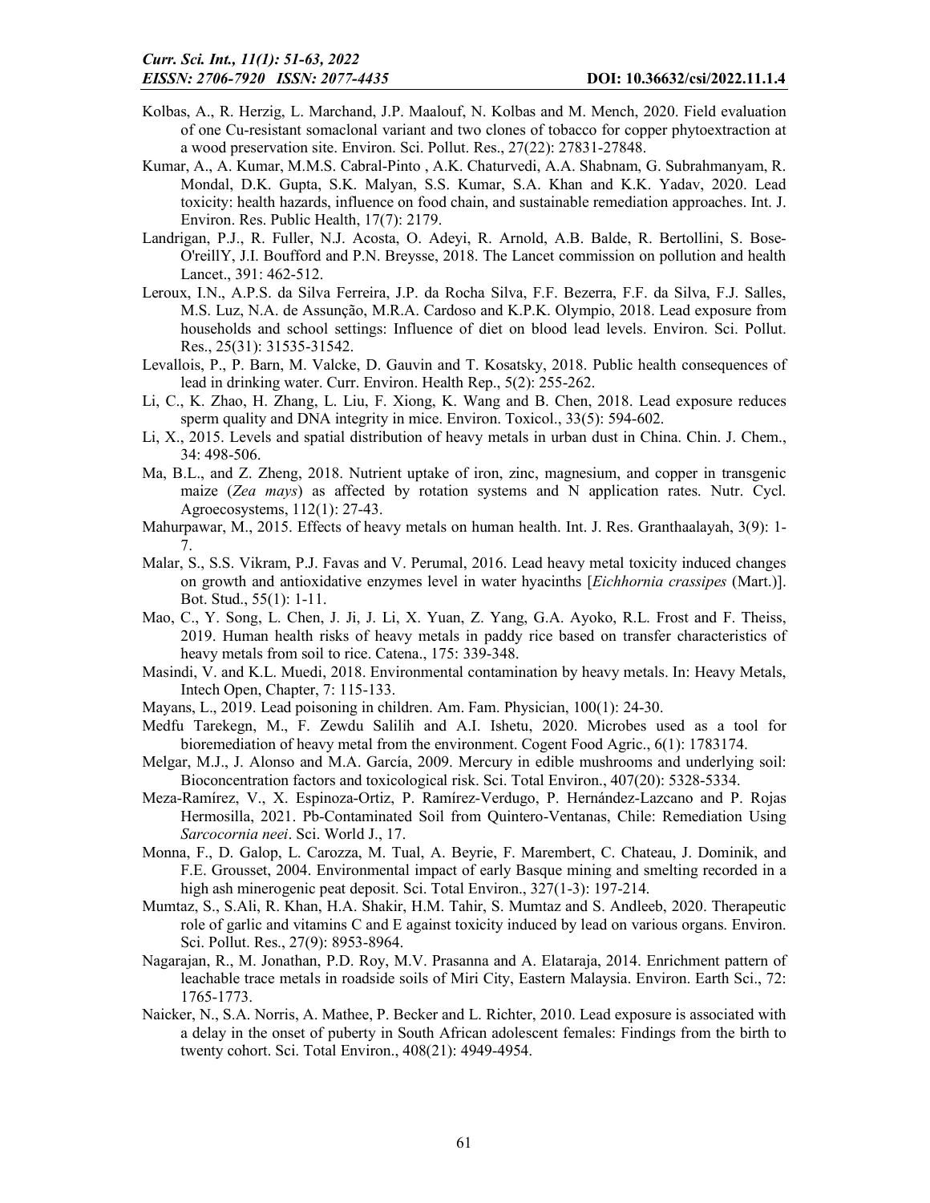Kolbas, A., R. Herzig, L. Marchand, J.P. Maalouf, N. Kolbas and M. Mench, 2020. Field evaluation of one Cu-resistant somaclonal variant and two clones of tobacco for copper phytoextraction at a wood preservation site. Environ. Sci. Pollut. Res., 27(22): 27831-27848.

Kumar, A., A. Kumar, M.M.S. Cabral-Pinto , A.K. Chaturvedi, A.A. Shabnam, G. Subrahmanyam, R. Mondal, D.K. Gupta, S.K. Malyan, S.S. Kumar, S.A. Khan and K.K. Yadav, 2020. Lead toxicity: health hazards, influence on food chain, and sustainable remediation approaches. Int. J. Environ. Res. Public Health, 17(7): 2179.

Landrigan, P.J., R. Fuller, N.J. Acosta, O. Adeyi, R. Arnold, A.B. Balde, R. Bertollini, S. Bose-O'reillY, J.I. Boufford and P.N. Breysse, 2018. The Lancet commission on pollution and health Lancet., 391: 462-512.

Leroux, I.N., A.P.S. da Silva Ferreira, J.P. da Rocha Silva, F.F. Bezerra, F.F. da Silva, F.J. Salles, M.S. Luz, N.A. de Assunção, M.R.A. Cardoso and K.P.K. Olympio, 2018. Lead exposure from households and school settings: Influence of diet on blood lead levels. Environ. Sci. Pollut. Res., 25(31): 31535-31542.

Levallois, P., P. Barn, M. Valcke, D. Gauvin and T. Kosatsky, 2018. Public health consequences of lead in drinking water. Curr. Environ. Health Rep., 5(2): 255-262.

Li, C., K. Zhao, H. Zhang, L. Liu, F. Xiong, K. Wang and B. Chen, 2018. Lead exposure reduces sperm quality and DNA integrity in mice. Environ. Toxicol., 33(5): 594-602.

Li, X., 2015. Levels and spatial distribution of heavy metals in urban dust in China. Chin. J. Chem., 34: 498-506.

Ma, B.L., and Z. Zheng, 2018. Nutrient uptake of iron, zinc, magnesium, and copper in transgenic maize (*Zea mays*) as affected by rotation systems and N application rates. Nutr. Cycl. Agroecosystems, 112(1): 27-43.

Mahurpawar, M., 2015. Effects of heavy metals on human health. Int. J. Res. Granthaalayah, 3(9): 1-7.

Malar, S., S.S. Vikram, P.J. Favas and V. Perumal, 2016. Lead heavy metal toxicity induced changes on growth and antioxidative enzymes level in water hyacinths [*Eichhornia crassipes* (Mart.)]. Bot. Stud., 55(1): 1-11.

Mao, C., Y. Song, L. Chen, J. Ji, J. Li, X. Yuan, Z. Yang, G.A. Ayoko, R.L. Frost and F. Theiss, 2019. Human health risks of heavy metals in paddy rice based on transfer characteristics of heavy metals from soil to rice. Catena., 175: 339-348.

Masindi, V. and K.L. Muedi, 2018. Environmental contamination by heavy metals. In: Heavy Metals, Intech Open, Chapter, 7: 115-133.

Mayans, L., 2019. Lead poisoning in children. Am. Fam. Physician, 100(1): 24-30.

Medfu Tarekegn, M., F. Zewdu Salilih and A.I. Ishetu, 2020. Microbes used as a tool for bioremediation of heavy metal from the environment. Cogent Food Agric., 6(1): 1783174.

Melgar, M.J., J. Alonso and M.A. García, 2009. Mercury in edible mushrooms and underlying soil: Bioconcentration factors and toxicological risk. Sci. Total Environ., 407(20): 5328-5334.

Meza-Ramírez, V., X. Espinoza-Ortiz, P. Ramírez-Verdugo, P. Hernández-Lazcano and P. Rojas Hermosilla, 2021. Pb-Contaminated Soil from Quintero-Ventanas, Chile: Remediation Using *Sarcocornia neei*. Sci. World J., 17.

Monna, F., D. Galop, L. Carozza, M. Tual, A. Beyrie, F. Marembert, C. Chateau, J. Dominik, and F.E. Grousset, 2004. Environmental impact of early Basque mining and smelting recorded in a high ash minerogenic peat deposit. Sci. Total Environ., 327(1-3): 197-214.

Mumtaz, S., S.Ali, R. Khan, H.A. Shakir, H.M. Tahir, S. Mumtaz and S. Andleeb, 2020. Therapeutic role of garlic and vitamins C and E against toxicity induced by lead on various organs. Environ. Sci. Pollut. Res., 27(9): 8953-8964.

Nagarajan, R., M. Jonathan, P.D. Roy, M.V. Prasanna and A. Elataraja, 2014. Enrichment pattern of leachable trace metals in roadside soils of Miri City, Eastern Malaysia. Environ. Earth Sci., 72: 1765-1773.

Naicker, N., S.A. Norris, A. Mathee, P. Becker and L. Richter, 2010. Lead exposure is associated with a delay in the onset of puberty in South African adolescent females: Findings from the birth to twenty cohort. Sci. Total Environ., 408(21): 4949-4954.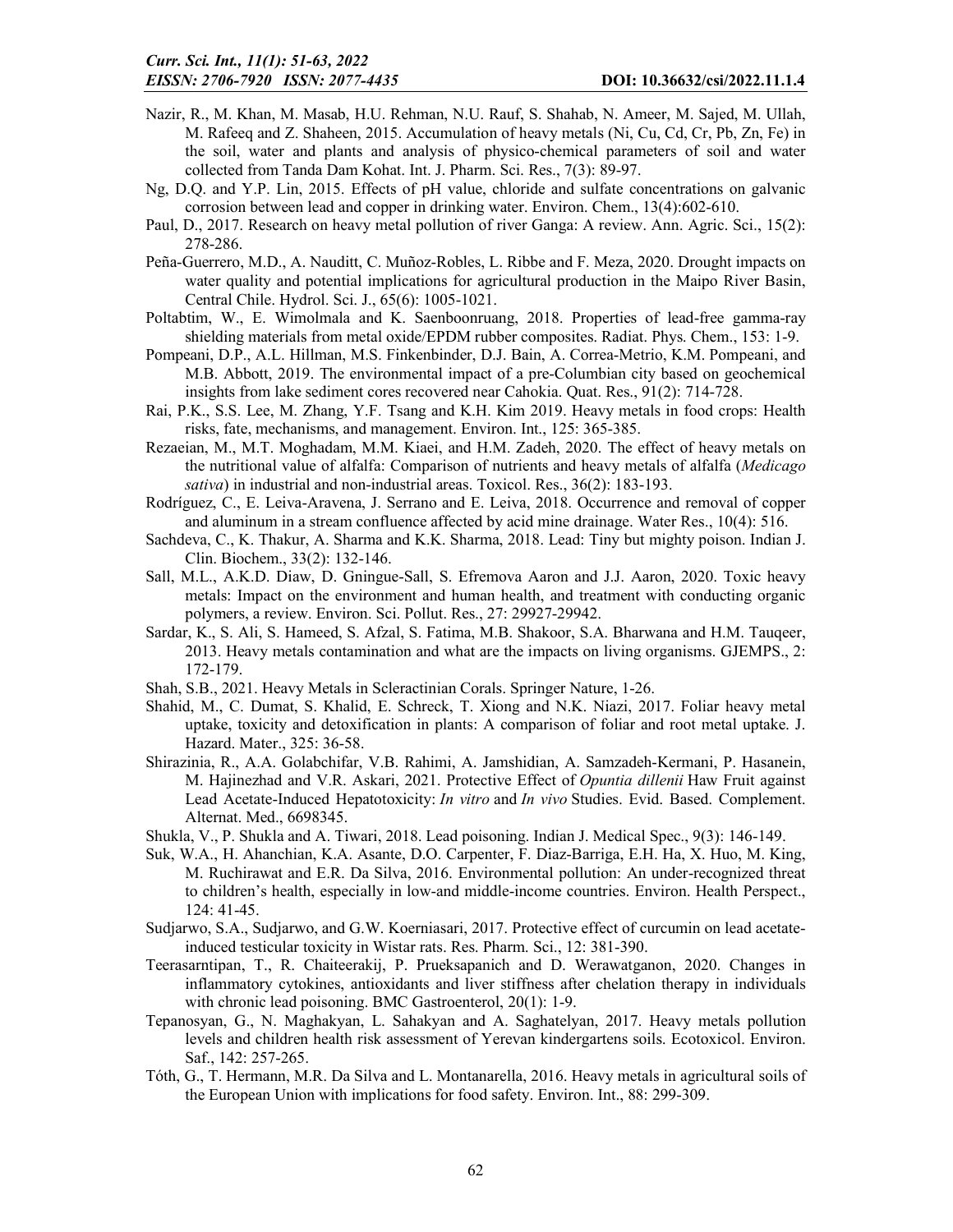Nazir, R., M. Khan, M. Masab, H.U. Rehman, N.U. Rauf, S. Shahab, N. Ameer, M. Sajed, M. Ullah, M. Rafeeq and Z. Shaheen, 2015. Accumulation of heavy metals (Ni, Cu, Cd, Cr, Pb, Zn, Fe) in the soil, water and plants and analysis of physico-chemical parameters of soil and water collected from Tanda Dam Kohat. Int. J. Pharm. Sci. Res., 7(3): 89-97.

Ng, D.Q. and Y.P. Lin, 2015. Effects of pH value, chloride and sulfate concentrations on galvanic corrosion between lead and copper in drinking water. Environ. Chem., 13(4):602-610.

Paul, D., 2017. Research on heavy metal pollution of river Ganga: A review. Ann. Agric. Sci., 15(2): 278-286.

Peña-Guerrero, M.D., A. Nauditt, C. Muñoz-Robles, L. Ribbe and F. Meza, 2020. Drought impacts on water quality and potential implications for agricultural production in the Maipo River Basin, Central Chile. Hydrol. Sci. J., 65(6): 1005-1021.

Poltabtim, W., E. Wimolmala and K. Saenboonruang, 2018. Properties of lead-free gamma-ray shielding materials from metal oxide/EPDM rubber composites. Radiat. Phys. Chem., 153: 1-9.

Pompeani, D.P., A.L. Hillman, M.S. Finkenbinder, D.J. Bain, A. Correa-Metrio, K.M. Pompeani, and M.B. Abbott, 2019. The environmental impact of a pre-Columbian city based on geochemical insights from lake sediment cores recovered near Cahokia. Quat. Res., 91(2): 714-728.

Rai, P.K., S.S. Lee, M. Zhang, Y.F. Tsang and K.H. Kim 2019. Heavy metals in food crops: Health risks, fate, mechanisms, and management. Environ. Int., 125: 365-385.

Rezaeian, M., M.T. Moghadam, M.M. Kiaei, and H.M. Zadeh, 2020. The effect of heavy metals on the nutritional value of alfalfa: Comparison of nutrients and heavy metals of alfalfa (*Medicago sativa*) in industrial and non-industrial areas. Toxicol. Res., 36(2): 183-193.

Rodríguez, C., E. Leiva-Aravena, J. Serrano and E. Leiva, 2018. Occurrence and removal of copper and aluminum in a stream confluence affected by acid mine drainage. Water Res., 10(4): 516.

Sachdeva, C., K. Thakur, A. Sharma and K.K. Sharma, 2018. Lead: Tiny but mighty poison. Indian J. Clin. Biochem., 33(2): 132-146.

Sall, M.L., A.K.D. Diaw, D. Gningue-Sall, S. Efremova Aaron and J.J. Aaron, 2020. Toxic heavy metals: Impact on the environment and human health, and treatment with conducting organic polymers, a review. Environ. Sci. Pollut. Res., 27: 29927-29942.

Sardar, K., S. Ali, S. Hameed, S. Afzal, S. Fatima, M.B. Shakoor, S.A. Bharwana and H.M. Tauqeer, 2013. Heavy metals contamination and what are the impacts on living organisms. GJEMPS., 2: 172-179.

Shah, S.B., 2021. Heavy Metals in Scleractinian Corals. Springer Nature, 1-26.

Shahid, M., C. Dumat, S. Khalid, E. Schreck, T. Xiong and N.K. Niazi, 2017. Foliar heavy metal uptake, toxicity and detoxification in plants: A comparison of foliar and root metal uptake. J. Hazard. Mater., 325: 36-58.

Shirazinia, R., A.A. Golabchifar, V.B. Rahimi, A. Jamshidian, A. Samzadeh-Kermani, P. Hasanein, M. Hajinezhad and V.R. Askari, 2021. Protective Effect of *Opuntia dillenii* Haw Fruit against Lead Acetate-Induced Hepatotoxicity: *In vitro* and *In vivo* Studies. Evid. Based. Complement. Alternat. Med., 6698345.

Shukla, V., P. Shukla and A. Tiwari, 2018. Lead poisoning. Indian J. Medical Spec., 9(3): 146-149.

Suk, W.A., H. Ahanchian, K.A. Asante, D.O. Carpenter, F. Diaz-Barriga, E.H. Ha, X. Huo, M. King, M. Ruchirawat and E.R. Da Silva, 2016. Environmental pollution: An under-recognized threat to children's health, especially in low-and middle-income countries. Environ. Health Perspect., 124: 41-45.

Sudjarwo, S.A., Sudjarwo, and G.W. Koerniasari, 2017. Protective effect of curcumin on lead acetate-induced testicular toxicity in Wistar rats. Res. Pharm. Sci., 12: 381-390.

Teerasarntipan, T., R. Chaiteerakij, P. Prueksapanich and D. Werawatganon, 2020. Changes in inflammatory cytokines, antioxidants and liver stiffness after chelation therapy in individuals with chronic lead poisoning. BMC Gastroenterol, 20(1): 1-9.

Tepanosyan, G., N. Maghakyan, L. Sahakyan and A. Saghatelyan, 2017. Heavy metals pollution levels and children health risk assessment of Yerevan kindergartens soils. Ecotoxicol. Environ. Saf., 142: 257-265.

Tóth, G., T. Hermann, M.R. Da Silva and L. Montanarella, 2016. Heavy metals in agricultural soils of the European Union with implications for food safety. Environ. Int., 88: 299-309.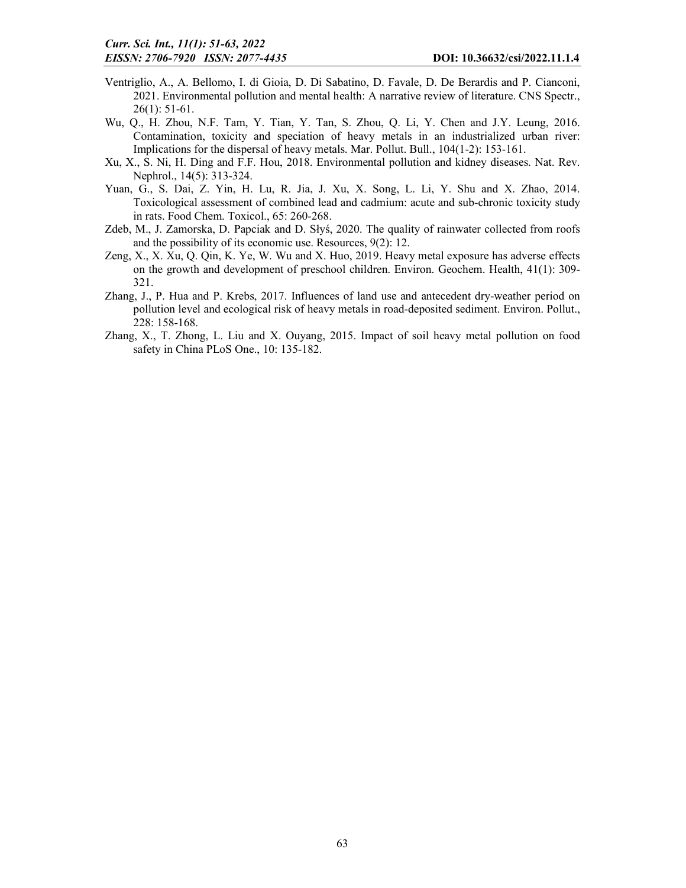Ventriglio, A., A. Bellomo, I. di Gioia, D. Di Sabatino, D. Favale, D. De Berardis and P. Cianconi, 2021. Environmental pollution and mental health: A narrative review of literature. CNS Spectr., 26(1): 51-61.

Wu, Q., H. Zhou, N.F. Tam, Y. Tian, Y. Tan, S. Zhou, Q. Li, Y. Chen and J.Y. Leung, 2016. Contamination, toxicity and speciation of heavy metals in an industrialized urban river: Implications for the dispersal of heavy metals. Mar. Pollut. Bull., 104(1-2): 153-161.

Xu, X., S. Ni, H. Ding and F.F. Hou, 2018. Environmental pollution and kidney diseases. Nat. Rev. Nephrol., 14(5): 313-324.

Yuan, G., S. Dai, Z. Yin, H. Lu, R. Jia, J. Xu, X. Song, L. Li, Y. Shu and X. Zhao, 2014. Toxicological assessment of combined lead and cadmium: acute and sub-chronic toxicity study in rats. Food Chem. Toxicol., 65: 260-268.

Zdeb, M., J. Zamorska, D. Papciak and D. Słyś, 2020. The quality of rainwater collected from roofs and the possibility of its economic use. Resources, 9(2): 12.

Zeng, X., X. Xu, Q. Qin, K. Ye, W. Wu and X. Huo, 2019. Heavy metal exposure has adverse effects on the growth and development of preschool children. Environ. Geochem. Health, 41(1): 309-321.

Zhang, J., P. Hua and P. Krebs, 2017. Influences of land use and antecedent dry-weather period on pollution level and ecological risk of heavy metals in road-deposited sediment. Environ. Pollut., 228: 158-168.

Zhang, X., T. Zhong, L. Liu and X. Ouyang, 2015. Impact of soil heavy metal pollution on food safety in China PLoS One., 10: 135-182.